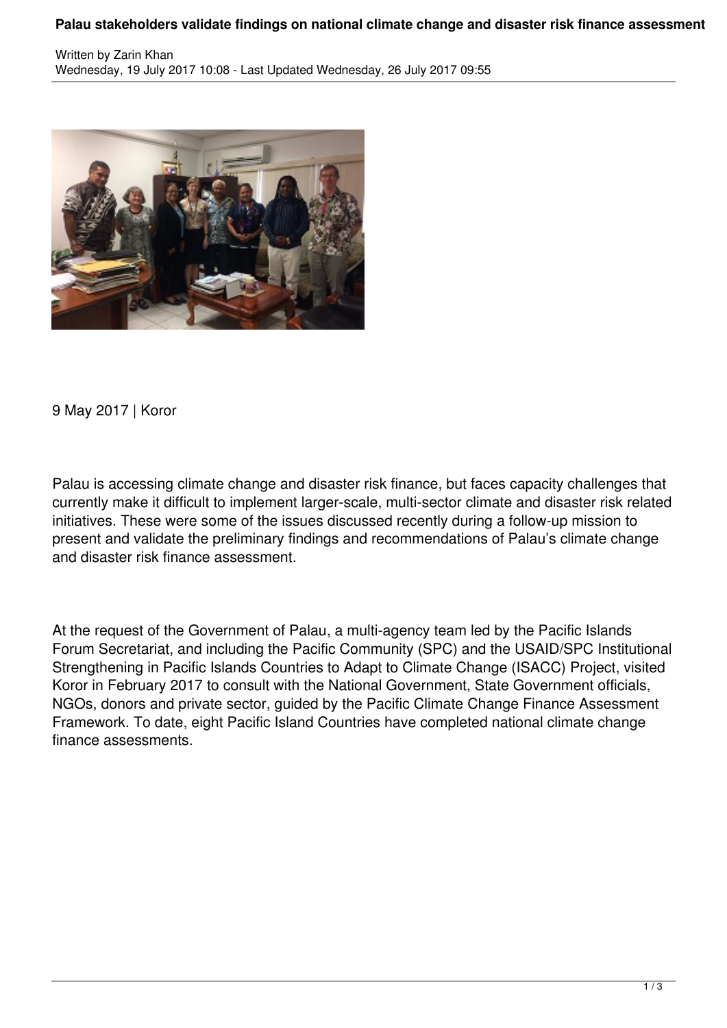# Palau stakeholders validate findings on national climate change and disaster risk finance assessment

Written by Zarin Khan
Wednesday, 19 July 2017 10:08 - Last Updated Wednesday, 26 July 2017 09:55

9 May 2017 | Koror

Palau is accessing climate change and disaster risk finance, but faces capacity challenges that currently make it difficult to implement larger-scale, multi-sector climate and disaster risk related initiatives. These were some of the issues discussed recently during a follow-up mission to present and validate the preliminary findings and recommendations of Palau's climate change and disaster risk finance assessment.

At the request of the Government of Palau, a multi-agency team led by the Pacific Islands Forum Secretariat, and including the Pacific Community (SPC) and the USAID/SPC Institutional Strengthening in Pacific Islands Countries to Adapt to Climate Change (ISACC) Project, visited Koror in February 2017 to consult with the National Government, State Government officials, NGOs, donors and private sector, guided by the Pacific Climate Change Finance Assessment Framework. To date, eight Pacific Island Countries have completed national climate change finance assessments.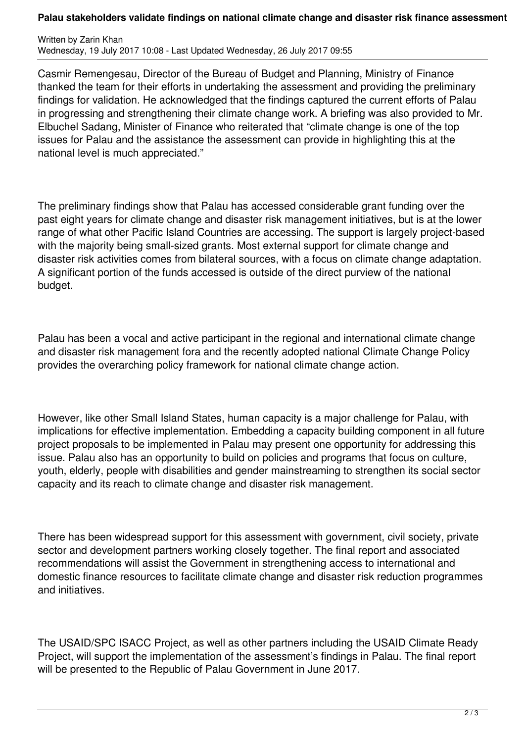Casmir Remengesau, Director of the Bureau of Budget and Planning, Ministry of Finance thanked the team for their efforts in undertaking the assessment and providing the preliminary findings for validation. He acknowledged that the findings captured the current efforts of Palau in progressing and strengthening their climate change work. A briefing was also provided to Mr. Elbuchel Sadang, Minister of Finance who reiterated that "climate change is one of the top issues for Palau and the assistance the assessment can provide in highlighting this at the national level is much appreciated."

The preliminary findings show that Palau has accessed considerable grant funding over the past eight years for climate change and disaster risk management initiatives, but is at the lower range of what other Pacific Island Countries are accessing. The support is largely project-based with the majority being small-sized grants. Most external support for climate change and disaster risk activities comes from bilateral sources, with a focus on climate change adaptation. A significant portion of the funds accessed is outside of the direct purview of the national budget.

Palau has been a vocal and active participant in the regional and international climate change and disaster risk management fora and the recently adopted national Climate Change Policy provides the overarching policy framework for national climate change action.

However, like other Small Island States, human capacity is a major challenge for Palau, with implications for effective implementation. Embedding a capacity building component in all future project proposals to be implemented in Palau may present one opportunity for addressing this issue. Palau also has an opportunity to build on policies and programs that focus on culture, youth, elderly, people with disabilities and gender mainstreaming to strengthen its social sector capacity and its reach to climate change and disaster risk management.

There has been widespread support for this assessment with government, civil society, private sector and development partners working closely together. The final report and associated recommendations will assist the Government in strengthening access to international and domestic finance resources to facilitate climate change and disaster risk reduction programmes and initiatives.

The USAID/SPC ISACC Project, as well as other partners including the USAID Climate Ready Project, will support the implementation of the assessment's findings in Palau. The final report will be presented to the Republic of Palau Government in June 2017.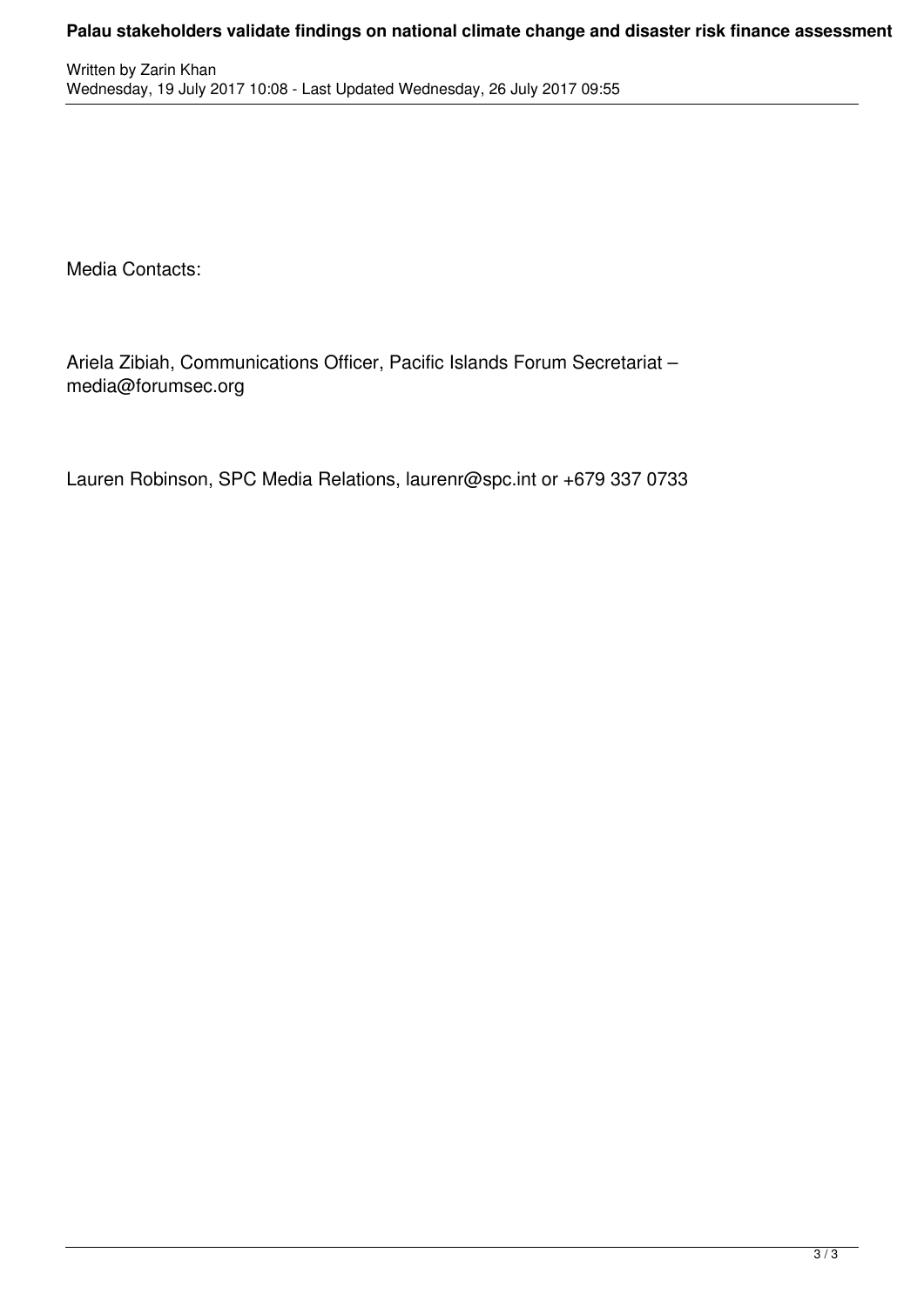Media Contacts:

Ariela Zibiah, Communications Officer, Pacific Islands Forum Secretariat – media@forumsec.org

Lauren Robinson, SPC Media Relations, laurenr@spc.int or +679 337 0733